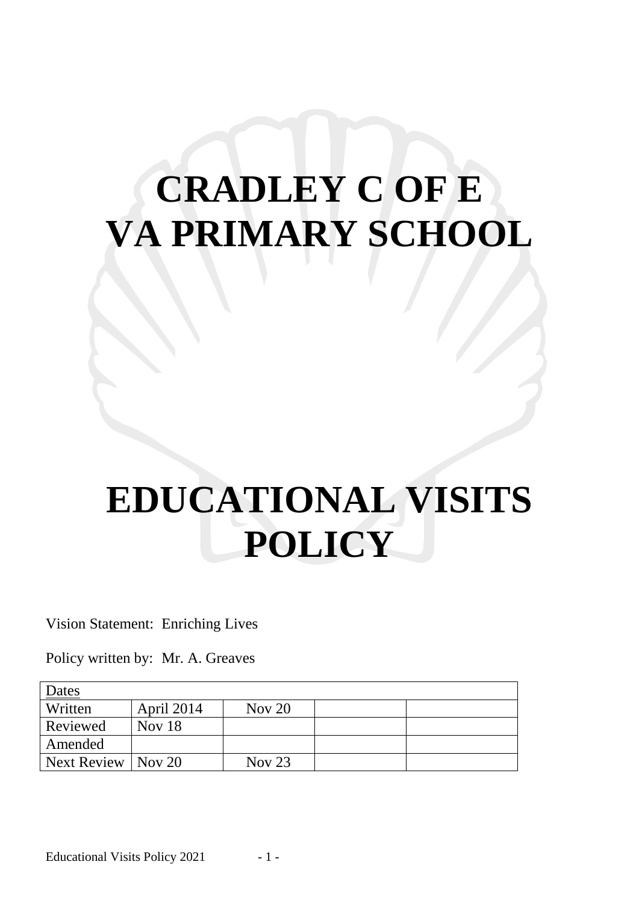# CRADLEY C OF E VA PRIMARY SCHOOL

# EDUCATIONAL VISITS POLICY

Vision Statement: Enriching Lives

Policy written by: Mr. A. Greaves

| Dates | | | | |
|---|---|---|---|---|
| Written | April 2014 | Nov 20 | | |
| Reviewed | Nov 18 | | | |
| Amended | | | | |
| Next Review | Nov 20 | Nov 23 | | |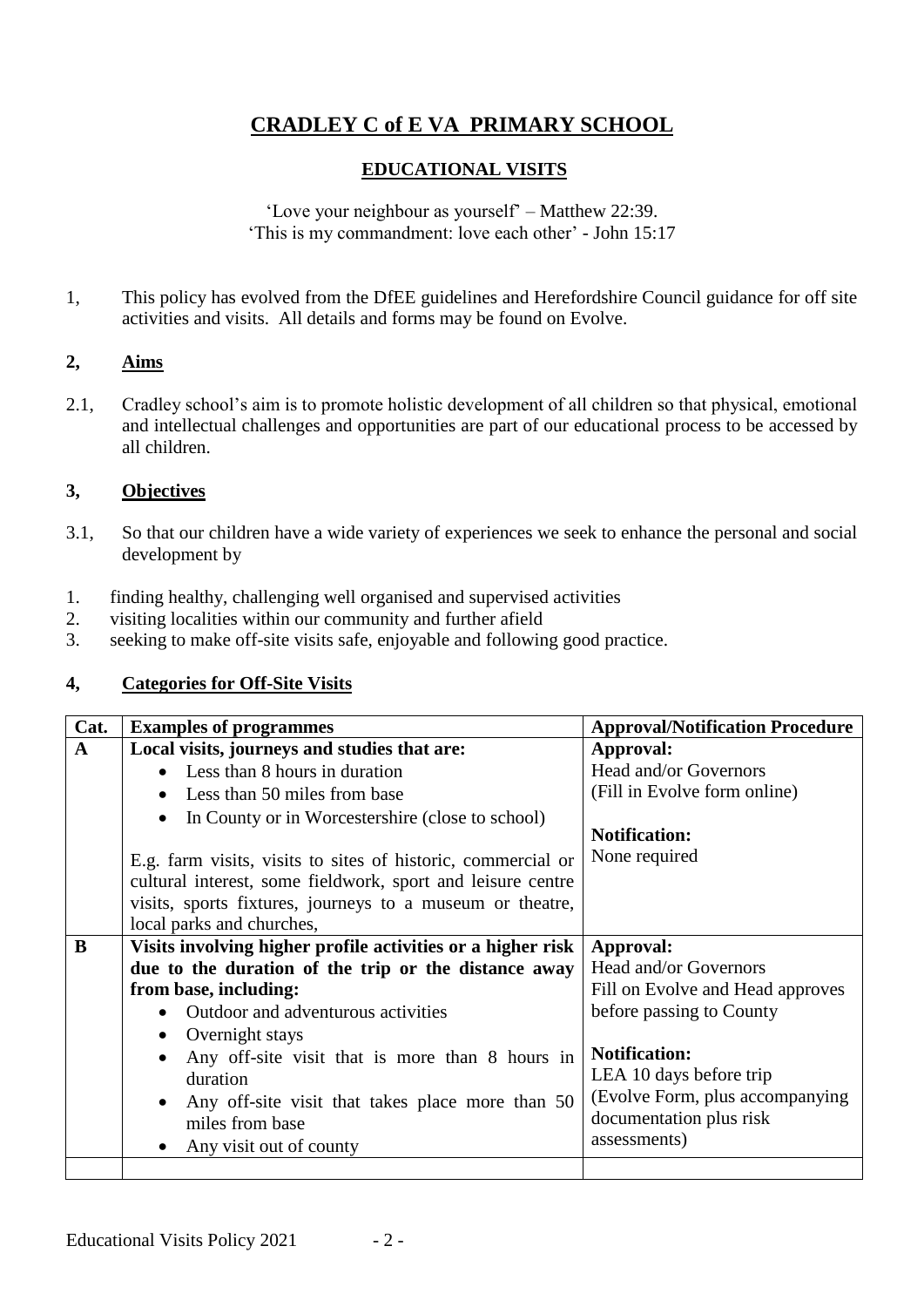# CRADLEY C of E VA PRIMARY SCHOOL

## EDUCATIONAL VISITS

'Love your neighbour as yourself' – Matthew 22:39.
'This is my commandment: love each other' - John 15:17

1, This policy has evolved from the DfEE guidelines and Herefordshire Council guidance for off site activities and visits. All details and forms may be found on Evolve.

### 2, Aims

2.1, Cradley school's aim is to promote holistic development of all children so that physical, emotional and intellectual challenges and opportunities are part of our educational process to be accessed by all children.

### 3, Objectives

3.1, So that our children have a wide variety of experiences we seek to enhance the personal and social development by

1. finding healthy, challenging well organised and supervised activities
2. visiting localities within our community and further afield
3. seeking to make off-site visits safe, enjoyable and following good practice.

### 4, Categories for Off-Site Visits

| Cat. | Examples of programmes | Approval/Notification Procedure |
|---|---|---|
| **A** | **Local visits, journeys and studies that are:**<br>• Less than 8 hours in duration<br>• Less than 50 miles from base<br>• In County or in Worcestershire (close to school)<br><br>E.g. farm visits, visits to sites of historic, commercial or cultural interest, some fieldwork, sport and leisure centre visits, sports fixtures, journeys to a museum or theatre, local parks and churches, | **Approval:**<br>Head and/or Governors<br>(Fill in Evolve form online)<br><br>**Notification:**<br>None required |
| **B** | **Visits involving higher profile activities or a higher risk due to the duration of the trip or the distance away from base, including:**<br>• Outdoor and adventurous activities<br>• Overnight stays<br>• Any off-site visit that is more than 8 hours in duration<br>• Any off-site visit that takes place more than 50 miles from base<br>• Any visit out of county | **Approval:**<br>Head and/or Governors<br>Fill on Evolve and Head approves before passing to County<br><br>**Notification:**<br>LEA 10 days before trip<br>(Evolve Form, plus accompanying documentation plus risk assessments) |
| | | |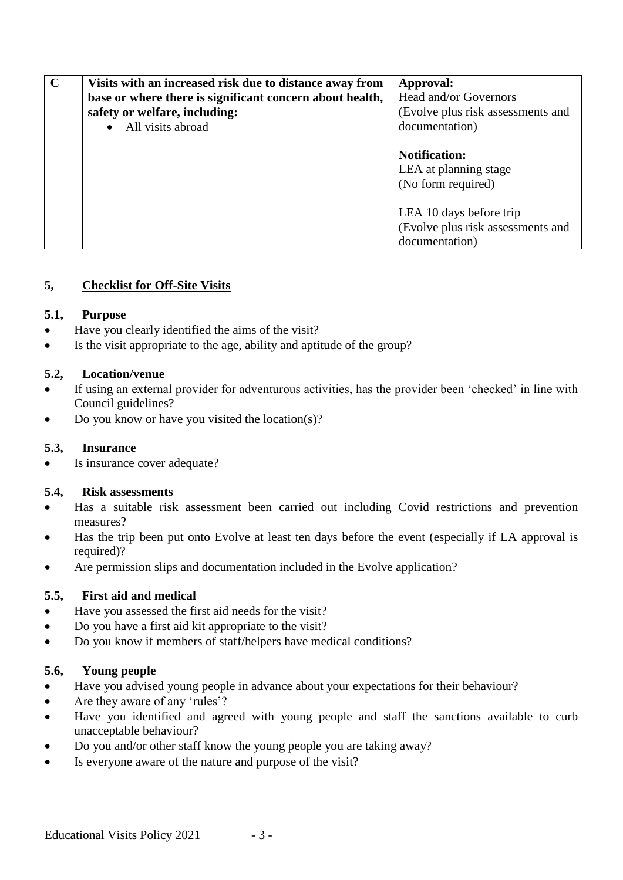| C | **Visits with an increased risk due to distance away from base or where there is significant concern about health, safety or welfare, including:**<br>• All visits abroad | **Approval:**<br>Head and/or Governors<br>(Evolve plus risk assessments and documentation)<br><br>**Notification:**<br>LEA at planning stage<br>(No form required)<br><br>LEA 10 days before trip<br>(Evolve plus risk assessments and documentation) |
|---|---|---|

## 5, Checklist for Off-Site Visits

### 5.1, Purpose

- Have you clearly identified the aims of the visit?
- Is the visit appropriate to the age, ability and aptitude of the group?

### 5.2, Location/venue

- If using an external provider for adventurous activities, has the provider been 'checked' in line with Council guidelines?
- Do you know or have you visited the location(s)?

### 5.3, Insurance

- Is insurance cover adequate?

### 5.4, Risk assessments

- Has a suitable risk assessment been carried out including Covid restrictions and prevention measures?
- Has the trip been put onto Evolve at least ten days before the event (especially if LA approval is required)?
- Are permission slips and documentation included in the Evolve application?

### 5.5, First aid and medical

- Have you assessed the first aid needs for the visit?
- Do you have a first aid kit appropriate to the visit?
- Do you know if members of staff/helpers have medical conditions?

### 5.6, Young people

- Have you advised young people in advance about your expectations for their behaviour?
- Are they aware of any 'rules'?
- Have you identified and agreed with young people and staff the sanctions available to curb unacceptable behaviour?
- Do you and/or other staff know the young people you are taking away?
- Is everyone aware of the nature and purpose of the visit?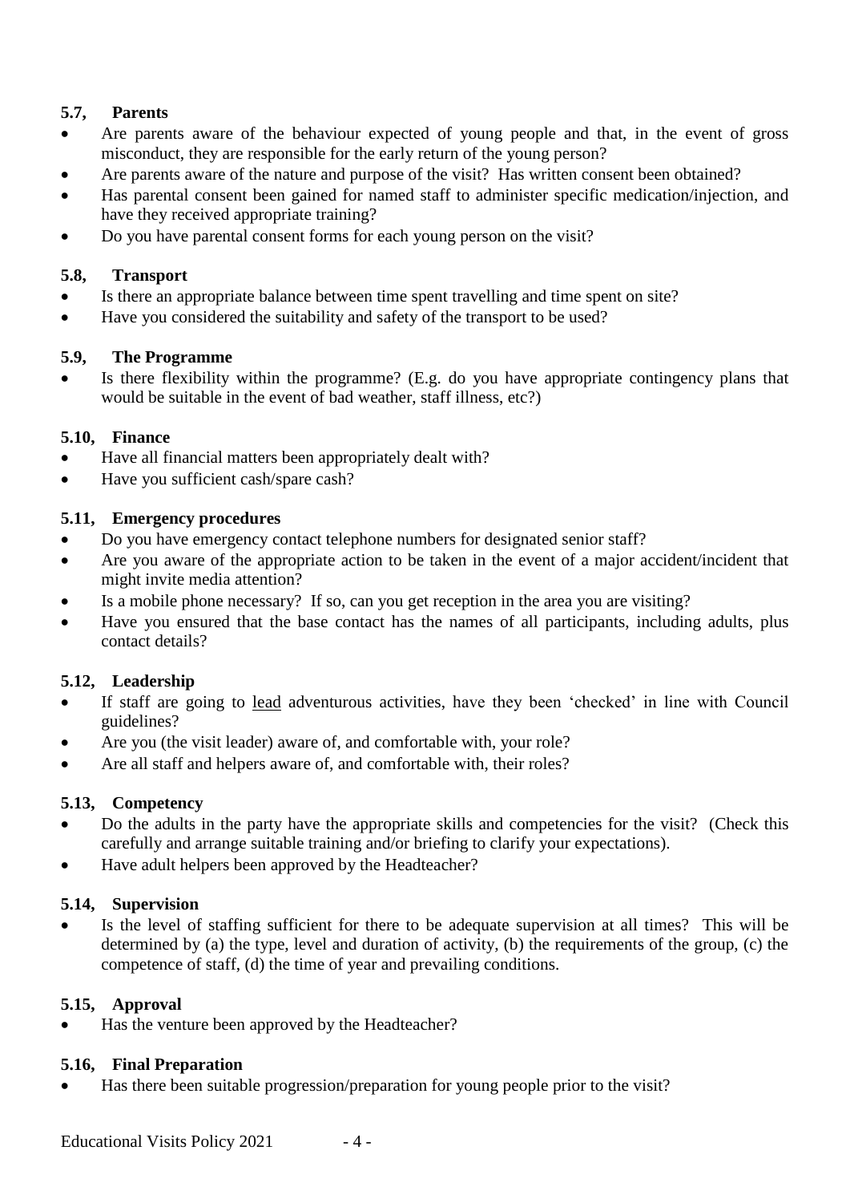### 5.7, Parents

- Are parents aware of the behaviour expected of young people and that, in the event of gross misconduct, they are responsible for the early return of the young person?
- Are parents aware of the nature and purpose of the visit? Has written consent been obtained?
- Has parental consent been gained for named staff to administer specific medication/injection, and have they received appropriate training?
- Do you have parental consent forms for each young person on the visit?

### 5.8, Transport

- Is there an appropriate balance between time spent travelling and time spent on site?
- Have you considered the suitability and safety of the transport to be used?

### 5.9, The Programme

- Is there flexibility within the programme? (E.g. do you have appropriate contingency plans that would be suitable in the event of bad weather, staff illness, etc?)

### 5.10, Finance

- Have all financial matters been appropriately dealt with?
- Have you sufficient cash/spare cash?

### 5.11, Emergency procedures

- Do you have emergency contact telephone numbers for designated senior staff?
- Are you aware of the appropriate action to be taken in the event of a major accident/incident that might invite media attention?
- Is a mobile phone necessary? If so, can you get reception in the area you are visiting?
- Have you ensured that the base contact has the names of all participants, including adults, plus contact details?

### 5.12, Leadership

- If staff are going to <u>lead</u> adventurous activities, have they been 'checked' in line with Council guidelines?
- Are you (the visit leader) aware of, and comfortable with, your role?
- Are all staff and helpers aware of, and comfortable with, their roles?

### 5.13, Competency

- Do the adults in the party have the appropriate skills and competencies for the visit? (Check this carefully and arrange suitable training and/or briefing to clarify your expectations).
- Have adult helpers been approved by the Headteacher?

### 5.14, Supervision

- Is the level of staffing sufficient for there to be adequate supervision at all times? This will be determined by (a) the type, level and duration of activity, (b) the requirements of the group, (c) the competence of staff, (d) the time of year and prevailing conditions.

### 5.15, Approval

- Has the venture been approved by the Headteacher?

### 5.16, Final Preparation

- Has there been suitable progression/preparation for young people prior to the visit?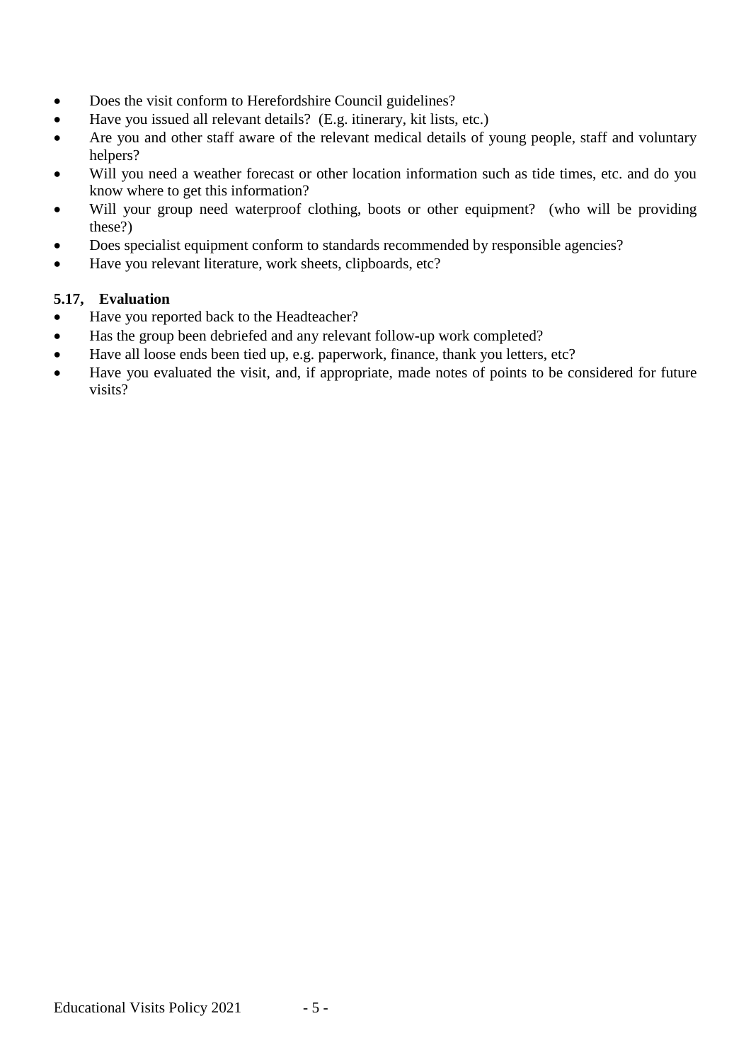- Does the visit conform to Herefordshire Council guidelines?
- Have you issued all relevant details? (E.g. itinerary, kit lists, etc.)
- Are you and other staff aware of the relevant medical details of young people, staff and voluntary helpers?
- Will you need a weather forecast or other location information such as tide times, etc. and do you know where to get this information?
- Will your group need waterproof clothing, boots or other equipment? (who will be providing these?)
- Does specialist equipment conform to standards recommended by responsible agencies?
- Have you relevant literature, work sheets, clipboards, etc?

**5.17, Evaluation**

- Have you reported back to the Headteacher?
- Has the group been debriefed and any relevant follow-up work completed?
- Have all loose ends been tied up, e.g. paperwork, finance, thank you letters, etc?
- Have you evaluated the visit, and, if appropriate, made notes of points to be considered for future visits?